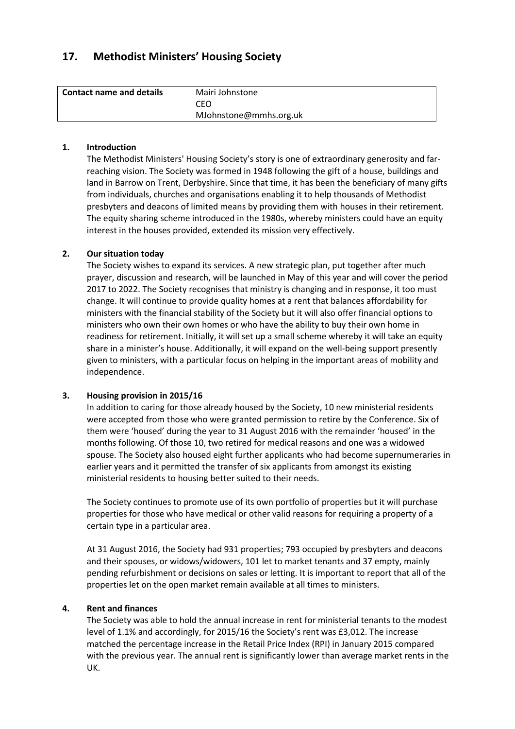## 17. Methodist Ministers' Housing Society

| Contact name and details | Mairi Johnstone<br>CEO<br>MJohnstone@mmhs.org.uk |
|---|---|

### 1. Introduction

The Methodist Ministers' Housing Society's story is one of extraordinary generosity and far-reaching vision. The Society was formed in 1948 following the gift of a house, buildings and land in Barrow on Trent, Derbyshire. Since that time, it has been the beneficiary of many gifts from individuals, churches and organisations enabling it to help thousands of Methodist presbyters and deacons of limited means by providing them with houses in their retirement. The equity sharing scheme introduced in the 1980s, whereby ministers could have an equity interest in the houses provided, extended its mission very effectively.

### 2. Our situation today

The Society wishes to expand its services. A new strategic plan, put together after much prayer, discussion and research, will be launched in May of this year and will cover the period 2017 to 2022. The Society recognises that ministry is changing and in response, it too must change. It will continue to provide quality homes at a rent that balances affordability for ministers with the financial stability of the Society but it will also offer financial options to ministers who own their own homes or who have the ability to buy their own home in readiness for retirement. Initially, it will set up a small scheme whereby it will take an equity share in a minister's house. Additionally, it will expand on the well-being support presently given to ministers, with a particular focus on helping in the important areas of mobility and independence.

### 3. Housing provision in 2015/16

In addition to caring for those already housed by the Society, 10 new ministerial residents were accepted from those who were granted permission to retire by the Conference. Six of them were 'housed' during the year to 31 August 2016 with the remainder 'housed' in the months following. Of those 10, two retired for medical reasons and one was a widowed spouse. The Society also housed eight further applicants who had become supernumeraries in earlier years and it permitted the transfer of six applicants from amongst its existing ministerial residents to housing better suited to their needs.

The Society continues to promote use of its own portfolio of properties but it will purchase properties for those who have medical or other valid reasons for requiring a property of a certain type in a particular area.

At 31 August 2016, the Society had 931 properties; 793 occupied by presbyters and deacons and their spouses, or widows/widowers, 101 let to market tenants and 37 empty, mainly pending refurbishment or decisions on sales or letting. It is important to report that all of the properties let on the open market remain available at all times to ministers.

### 4. Rent and finances

The Society was able to hold the annual increase in rent for ministerial tenants to the modest level of 1.1% and accordingly, for 2015/16 the Society's rent was £3,012. The increase matched the percentage increase in the Retail Price Index (RPI) in January 2015 compared with the previous year. The annual rent is significantly lower than average market rents in the UK.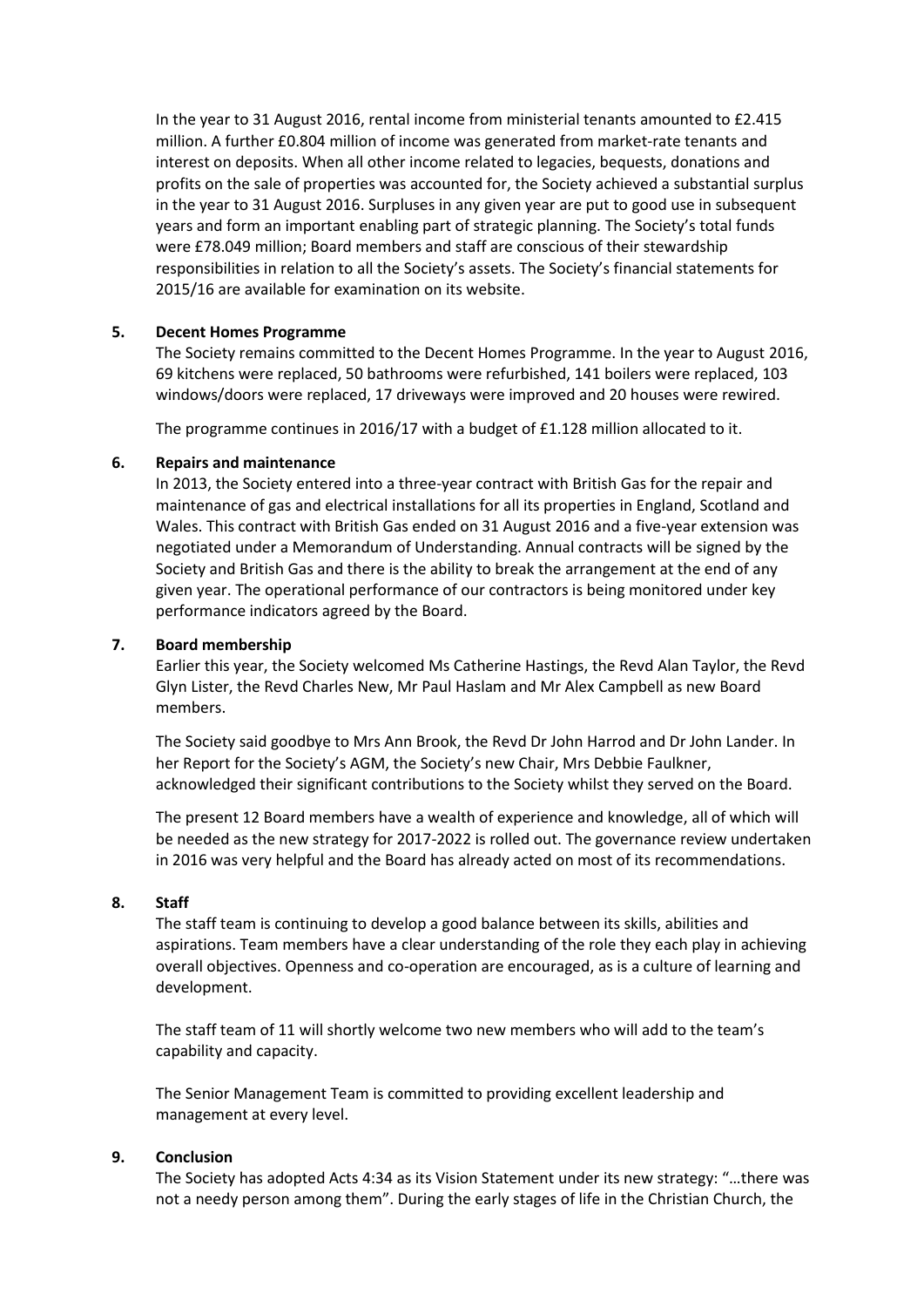In the year to 31 August 2016, rental income from ministerial tenants amounted to £2.415 million. A further £0.804 million of income was generated from market-rate tenants and interest on deposits. When all other income related to legacies, bequests, donations and profits on the sale of properties was accounted for, the Society achieved a substantial surplus in the year to 31 August 2016. Surpluses in any given year are put to good use in subsequent years and form an important enabling part of strategic planning. The Society's total funds were £78.049 million; Board members and staff are conscious of their stewardship responsibilities in relation to all the Society's assets. The Society's financial statements for 2015/16 are available for examination on its website.

## 5. Decent Homes Programme

The Society remains committed to the Decent Homes Programme. In the year to August 2016, 69 kitchens were replaced, 50 bathrooms were refurbished, 141 boilers were replaced, 103 windows/doors were replaced, 17 driveways were improved and 20 houses were rewired.

The programme continues in 2016/17 with a budget of £1.128 million allocated to it.

## 6. Repairs and maintenance

In 2013, the Society entered into a three-year contract with British Gas for the repair and maintenance of gas and electrical installations for all its properties in England, Scotland and Wales. This contract with British Gas ended on 31 August 2016 and a five-year extension was negotiated under a Memorandum of Understanding. Annual contracts will be signed by the Society and British Gas and there is the ability to break the arrangement at the end of any given year. The operational performance of our contractors is being monitored under key performance indicators agreed by the Board.

## 7. Board membership

Earlier this year, the Society welcomed Ms Catherine Hastings, the Revd Alan Taylor, the Revd Glyn Lister, the Revd Charles New, Mr Paul Haslam and Mr Alex Campbell as new Board members.

The Society said goodbye to Mrs Ann Brook, the Revd Dr John Harrod and Dr John Lander. In her Report for the Society's AGM, the Society's new Chair, Mrs Debbie Faulkner, acknowledged their significant contributions to the Society whilst they served on the Board.

The present 12 Board members have a wealth of experience and knowledge, all of which will be needed as the new strategy for 2017-2022 is rolled out. The governance review undertaken in 2016 was very helpful and the Board has already acted on most of its recommendations.

## 8. Staff

The staff team is continuing to develop a good balance between its skills, abilities and aspirations. Team members have a clear understanding of the role they each play in achieving overall objectives. Openness and co-operation are encouraged, as is a culture of learning and development.

The staff team of 11 will shortly welcome two new members who will add to the team's capability and capacity.

The Senior Management Team is committed to providing excellent leadership and management at every level.

## 9. Conclusion

The Society has adopted Acts 4:34 as its Vision Statement under its new strategy: "…there was not a needy person among them". During the early stages of life in the Christian Church, the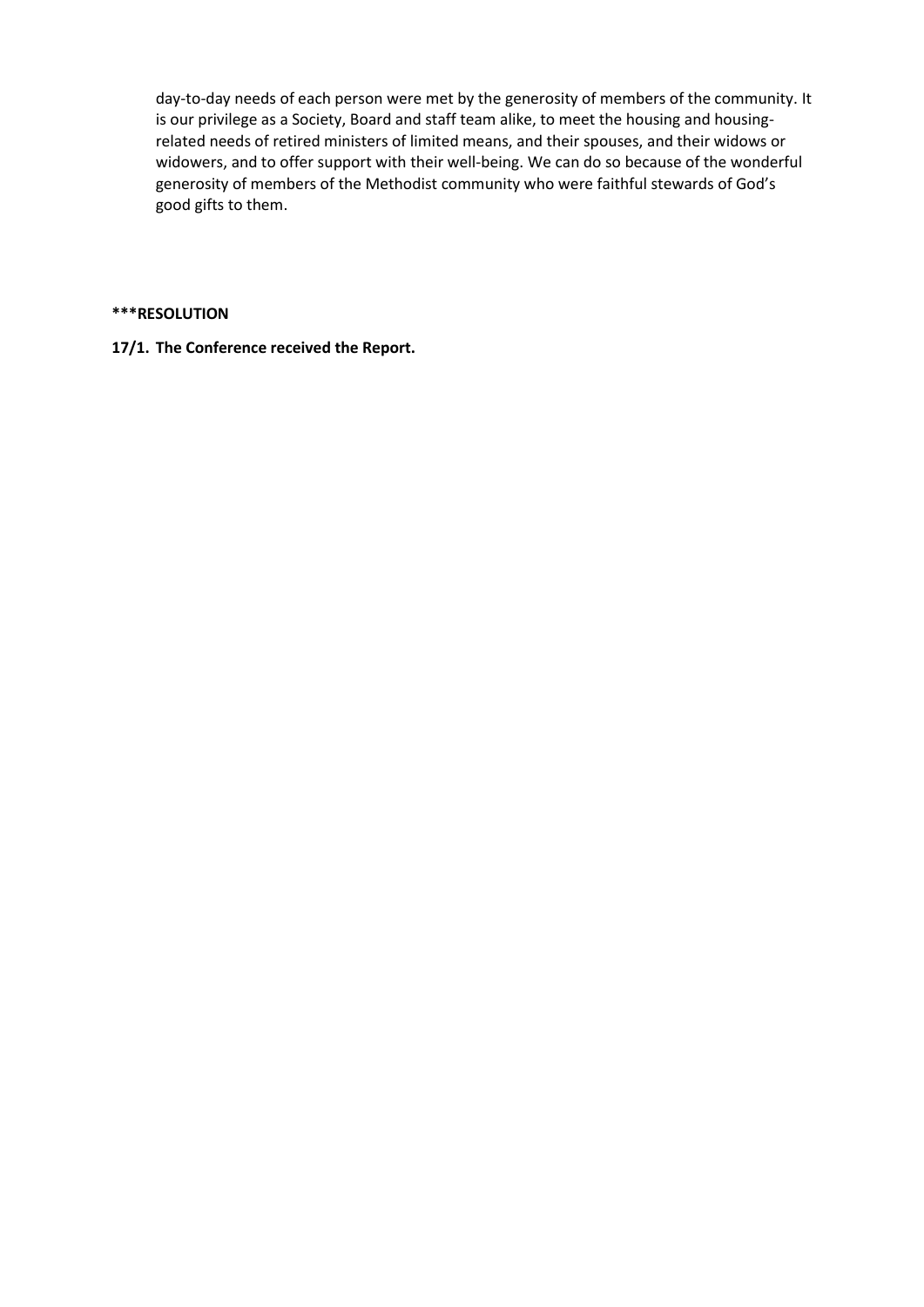day-to-day needs of each person were met by the generosity of members of the community. It is our privilege as a Society, Board and staff team alike, to meet the housing and housing-related needs of retired ministers of limited means, and their spouses, and their widows or widowers, and to offer support with their well-being. We can do so because of the wonderful generosity of members of the Methodist community who were faithful stewards of God's good gifts to them.

**\*\*\*RESOLUTION**

**17/1. The Conference received the Report.**